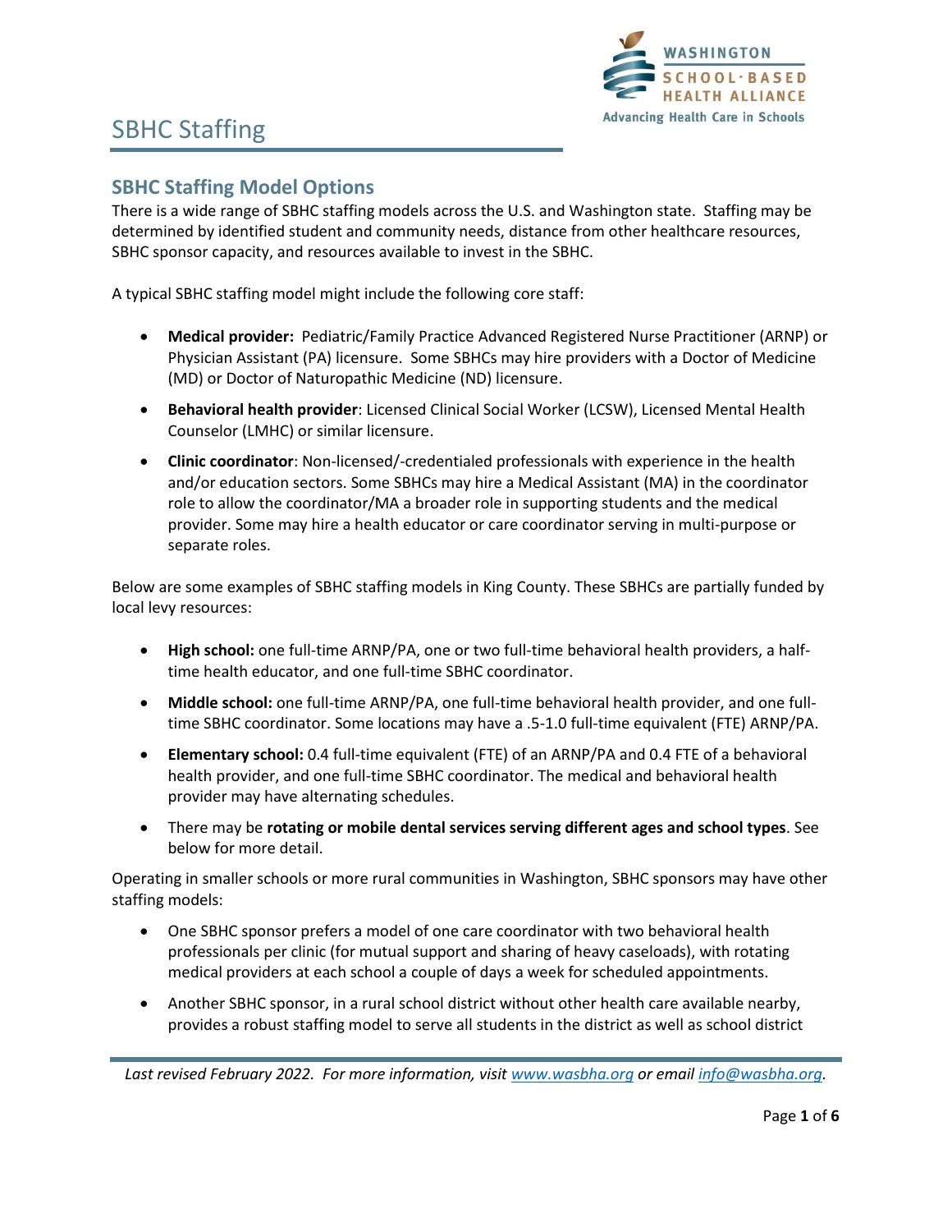# SBHC Staffing

## SBHC Staffing Model Options

There is a wide range of SBHC staffing models across the U.S. and Washington state. Staffing may be determined by identified student and community needs, distance from other healthcare resources, SBHC sponsor capacity, and resources available to invest in the SBHC.

A typical SBHC staffing model might include the following core staff:

- **Medical provider:** Pediatric/Family Practice Advanced Registered Nurse Practitioner (ARNP) or Physician Assistant (PA) licensure. Some SBHCs may hire providers with a Doctor of Medicine (MD) or Doctor of Naturopathic Medicine (ND) licensure.
- **Behavioral health provider**: Licensed Clinical Social Worker (LCSW), Licensed Mental Health Counselor (LMHC) or similar licensure.
- **Clinic coordinator**: Non-licensed/-credentialed professionals with experience in the health and/or education sectors. Some SBHCs may hire a Medical Assistant (MA) in the coordinator role to allow the coordinator/MA a broader role in supporting students and the medical provider. Some may hire a health educator or care coordinator serving in multi-purpose or separate roles.

Below are some examples of SBHC staffing models in King County. These SBHCs are partially funded by local levy resources:

- **High school:** one full-time ARNP/PA, one or two full-time behavioral health providers, a half-time health educator, and one full-time SBHC coordinator.
- **Middle school:** one full-time ARNP/PA, one full-time behavioral health provider, and one full-time SBHC coordinator. Some locations may have a .5-1.0 full-time equivalent (FTE) ARNP/PA.
- **Elementary school:** 0.4 full-time equivalent (FTE) of an ARNP/PA and 0.4 FTE of a behavioral health provider, and one full-time SBHC coordinator. The medical and behavioral health provider may have alternating schedules.
- There may be **rotating or mobile dental services serving different ages and school types**. See below for more detail.

Operating in smaller schools or more rural communities in Washington, SBHC sponsors may have other staffing models:

- One SBHC sponsor prefers a model of one care coordinator with two behavioral health professionals per clinic (for mutual support and sharing of heavy caseloads), with rotating medical providers at each school a couple of days a week for scheduled appointments.
- Another SBHC sponsor, in a rural school district without other health care available nearby, provides a robust staffing model to serve all students in the district as well as school district

*Last revised February 2022. For more information, visit [www.wasbha.org](www.wasbha.org) or email [info@wasbha.org](mailto:info@wasbha.org).*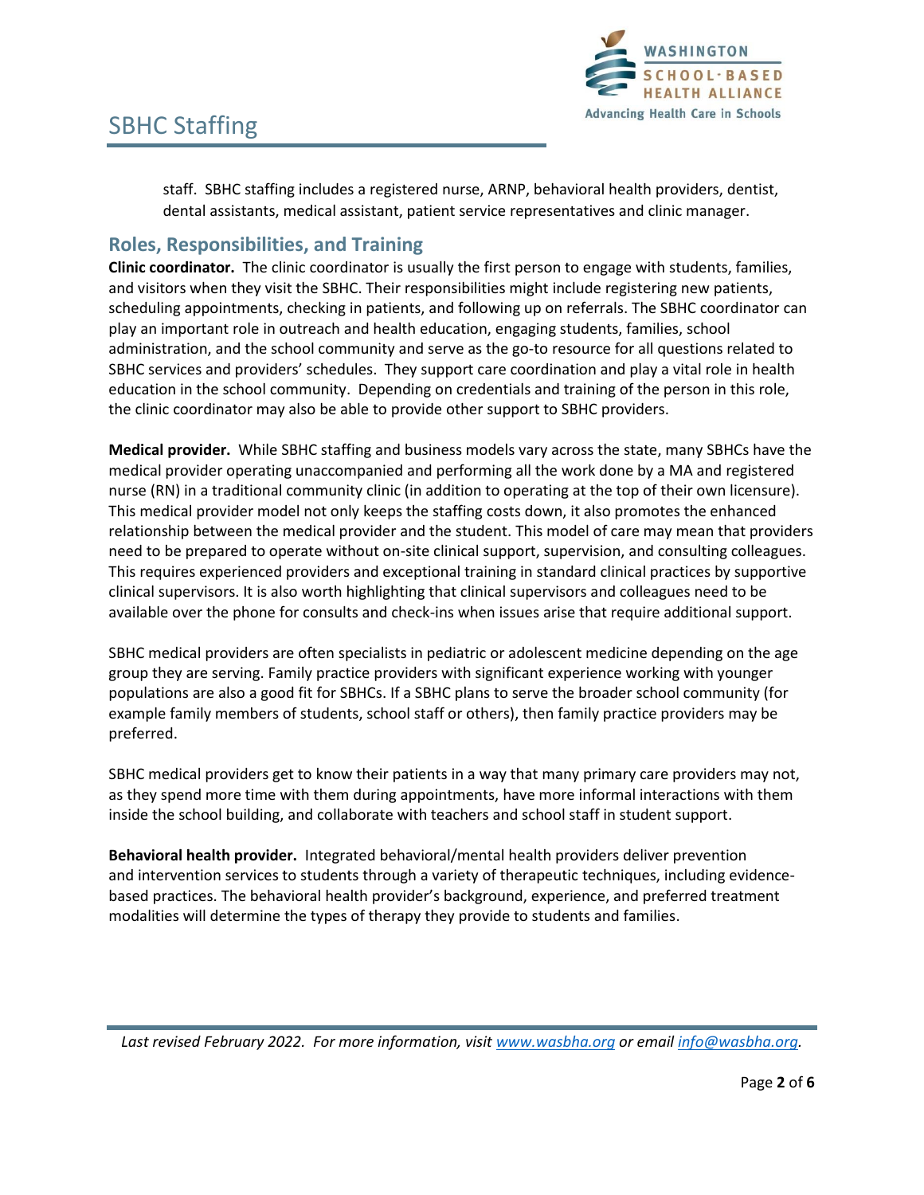staff. SBHC staffing includes a registered nurse, ARNP, behavioral health providers, dentist, dental assistants, medical assistant, patient service representatives and clinic manager.

## Roles, Responsibilities, and Training

**Clinic coordinator.** The clinic coordinator is usually the first person to engage with students, families, and visitors when they visit the SBHC. Their responsibilities might include registering new patients, scheduling appointments, checking in patients, and following up on referrals. The SBHC coordinator can play an important role in outreach and health education, engaging students, families, school administration, and the school community and serve as the go-to resource for all questions related to SBHC services and providers' schedules. They support care coordination and play a vital role in health education in the school community. Depending on credentials and training of the person in this role, the clinic coordinator may also be able to provide other support to SBHC providers.

**Medical provider.** While SBHC staffing and business models vary across the state, many SBHCs have the medical provider operating unaccompanied and performing all the work done by a MA and registered nurse (RN) in a traditional community clinic (in addition to operating at the top of their own licensure). This medical provider model not only keeps the staffing costs down, it also promotes the enhanced relationship between the medical provider and the student. This model of care may mean that providers need to be prepared to operate without on-site clinical support, supervision, and consulting colleagues. This requires experienced providers and exceptional training in standard clinical practices by supportive clinical supervisors. It is also worth highlighting that clinical supervisors and colleagues need to be available over the phone for consults and check-ins when issues arise that require additional support.

SBHC medical providers are often specialists in pediatric or adolescent medicine depending on the age group they are serving. Family practice providers with significant experience working with younger populations are also a good fit for SBHCs. If a SBHC plans to serve the broader school community (for example family members of students, school staff or others), then family practice providers may be preferred.

SBHC medical providers get to know their patients in a way that many primary care providers may not, as they spend more time with them during appointments, have more informal interactions with them inside the school building, and collaborate with teachers and school staff in student support.

**Behavioral health provider.** Integrated behavioral/mental health providers deliver prevention and intervention services to students through a variety of therapeutic techniques, including evidence-based practices. The behavioral health provider's background, experience, and preferred treatment modalities will determine the types of therapy they provide to students and families.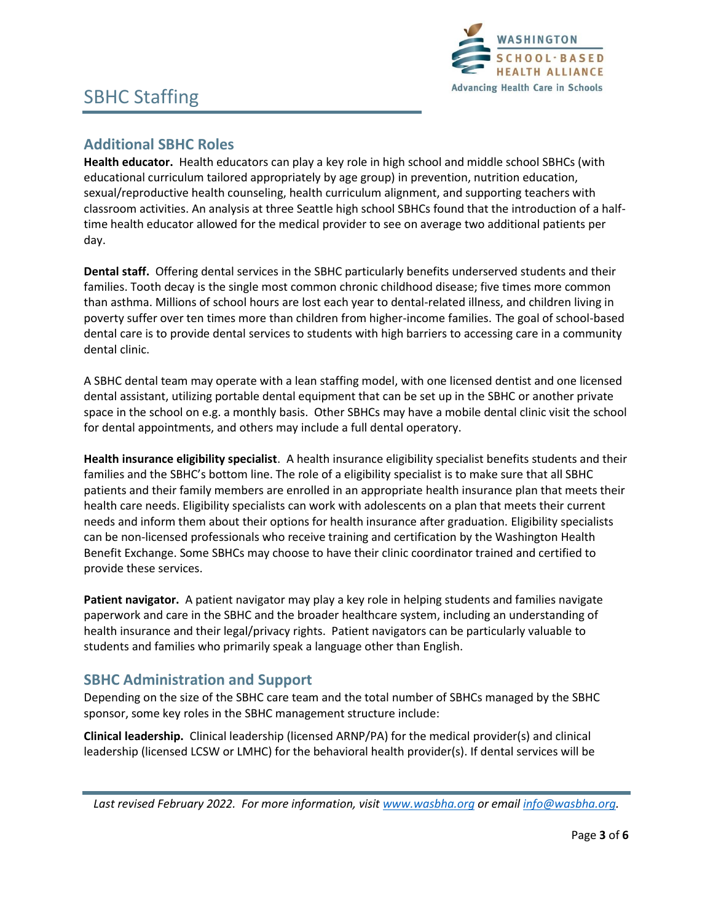## Additional SBHC Roles

**Health educator.** Health educators can play a key role in high school and middle school SBHCs (with educational curriculum tailored appropriately by age group) in prevention, nutrition education, sexual/reproductive health counseling, health curriculum alignment, and supporting teachers with classroom activities. An analysis at three Seattle high school SBHCs found that the introduction of a half-time health educator allowed for the medical provider to see on average two additional patients per day.

**Dental staff.** Offering dental services in the SBHC particularly benefits underserved students and their families. Tooth decay is the single most common chronic childhood disease; five times more common than asthma. Millions of school hours are lost each year to dental-related illness, and children living in poverty suffer over ten times more than children from higher-income families. The goal of school-based dental care is to provide dental services to students with high barriers to accessing care in a community dental clinic.

A SBHC dental team may operate with a lean staffing model, with one licensed dentist and one licensed dental assistant, utilizing portable dental equipment that can be set up in the SBHC or another private space in the school on e.g. a monthly basis. Other SBHCs may have a mobile dental clinic visit the school for dental appointments, and others may include a full dental operatory.

**Health insurance eligibility specialist**. A health insurance eligibility specialist benefits students and their families and the SBHC's bottom line. The role of a eligibility specialist is to make sure that all SBHC patients and their family members are enrolled in an appropriate health insurance plan that meets their health care needs. Eligibility specialists can work with adolescents on a plan that meets their current needs and inform them about their options for health insurance after graduation. Eligibility specialists can be non-licensed professionals who receive training and certification by the Washington Health Benefit Exchange. Some SBHCs may choose to have their clinic coordinator trained and certified to provide these services.

**Patient navigator.** A patient navigator may play a key role in helping students and families navigate paperwork and care in the SBHC and the broader healthcare system, including an understanding of health insurance and their legal/privacy rights. Patient navigators can be particularly valuable to students and families who primarily speak a language other than English.

## SBHC Administration and Support

Depending on the size of the SBHC care team and the total number of SBHCs managed by the SBHC sponsor, some key roles in the SBHC management structure include:

**Clinical leadership.** Clinical leadership (licensed ARNP/PA) for the medical provider(s) and clinical leadership (licensed LCSW or LMHC) for the behavioral health provider(s). If dental services will be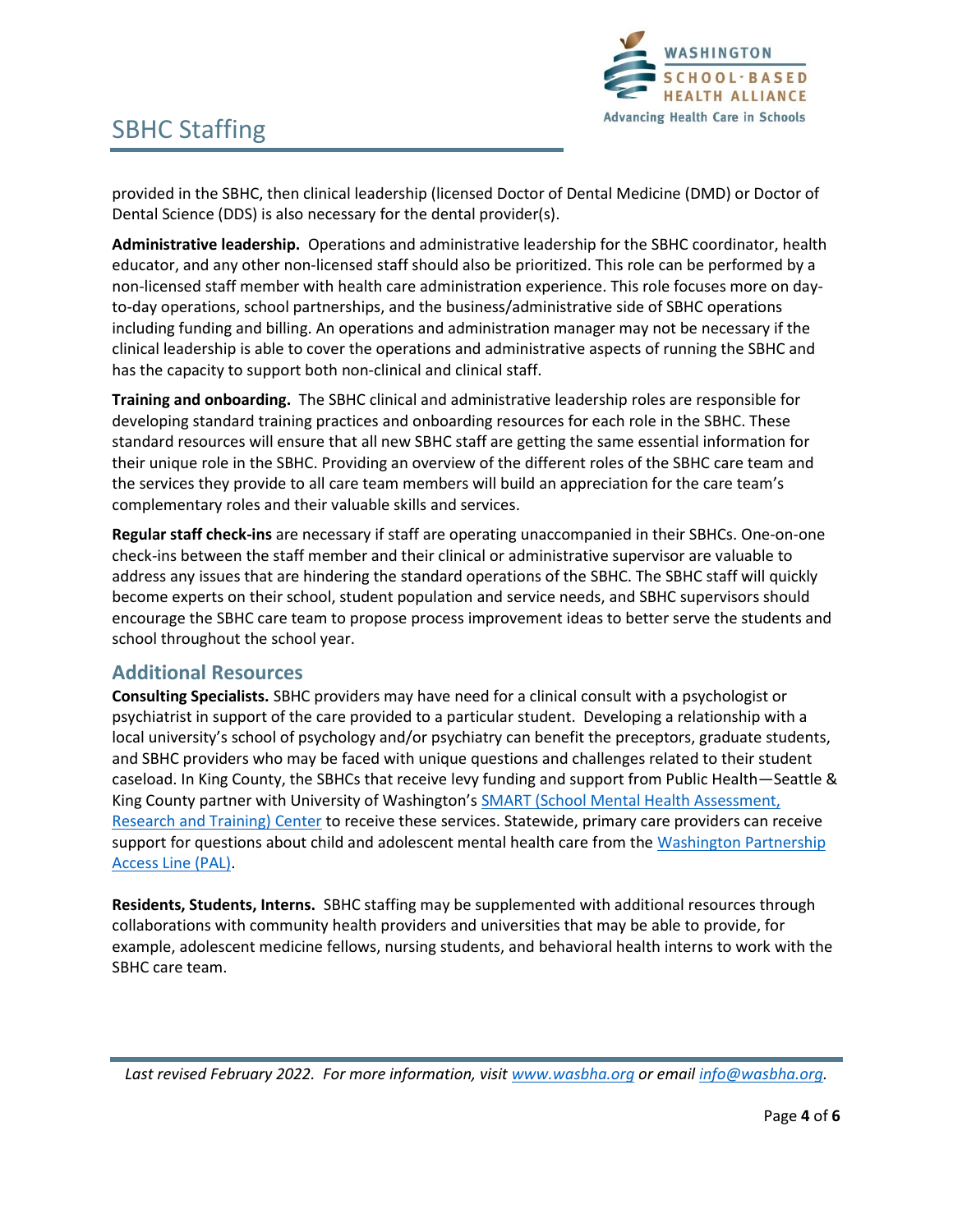provided in the SBHC, then clinical leadership (licensed Doctor of Dental Medicine (DMD) or Doctor of Dental Science (DDS) is also necessary for the dental provider(s).

**Administrative leadership.** Operations and administrative leadership for the SBHC coordinator, health educator, and any other non-licensed staff should also be prioritized. This role can be performed by a non-licensed staff member with health care administration experience. This role focuses more on day-to-day operations, school partnerships, and the business/administrative side of SBHC operations including funding and billing. An operations and administration manager may not be necessary if the clinical leadership is able to cover the operations and administrative aspects of running the SBHC and has the capacity to support both non-clinical and clinical staff.

**Training and onboarding.** The SBHC clinical and administrative leadership roles are responsible for developing standard training practices and onboarding resources for each role in the SBHC. These standard resources will ensure that all new SBHC staff are getting the same essential information for their unique role in the SBHC. Providing an overview of the different roles of the SBHC care team and the services they provide to all care team members will build an appreciation for the care team's complementary roles and their valuable skills and services.

**Regular staff check-ins** are necessary if staff are operating unaccompanied in their SBHCs. One-on-one check-ins between the staff member and their clinical or administrative supervisor are valuable to address any issues that are hindering the standard operations of the SBHC. The SBHC staff will quickly become experts on their school, student population and service needs, and SBHC supervisors should encourage the SBHC care team to propose process improvement ideas to better serve the students and school throughout the school year.

## Additional Resources

**Consulting Specialists.** SBHC providers may have need for a clinical consult with a psychologist or psychiatrist in support of the care provided to a particular student. Developing a relationship with a local university's school of psychology and/or psychiatry can benefit the preceptors, graduate students, and SBHC providers who may be faced with unique questions and challenges related to their student caseload. In King County, the SBHCs that receive levy funding and support from Public Health—Seattle & King County partner with University of Washington's SMART (School Mental Health Assessment, Research and Training) Center to receive these services. Statewide, primary care providers can receive support for questions about child and adolescent mental health care from the Washington Partnership Access Line (PAL).

**Residents, Students, Interns.** SBHC staffing may be supplemented with additional resources through collaborations with community health providers and universities that may be able to provide, for example, adolescent medicine fellows, nursing students, and behavioral health interns to work with the SBHC care team.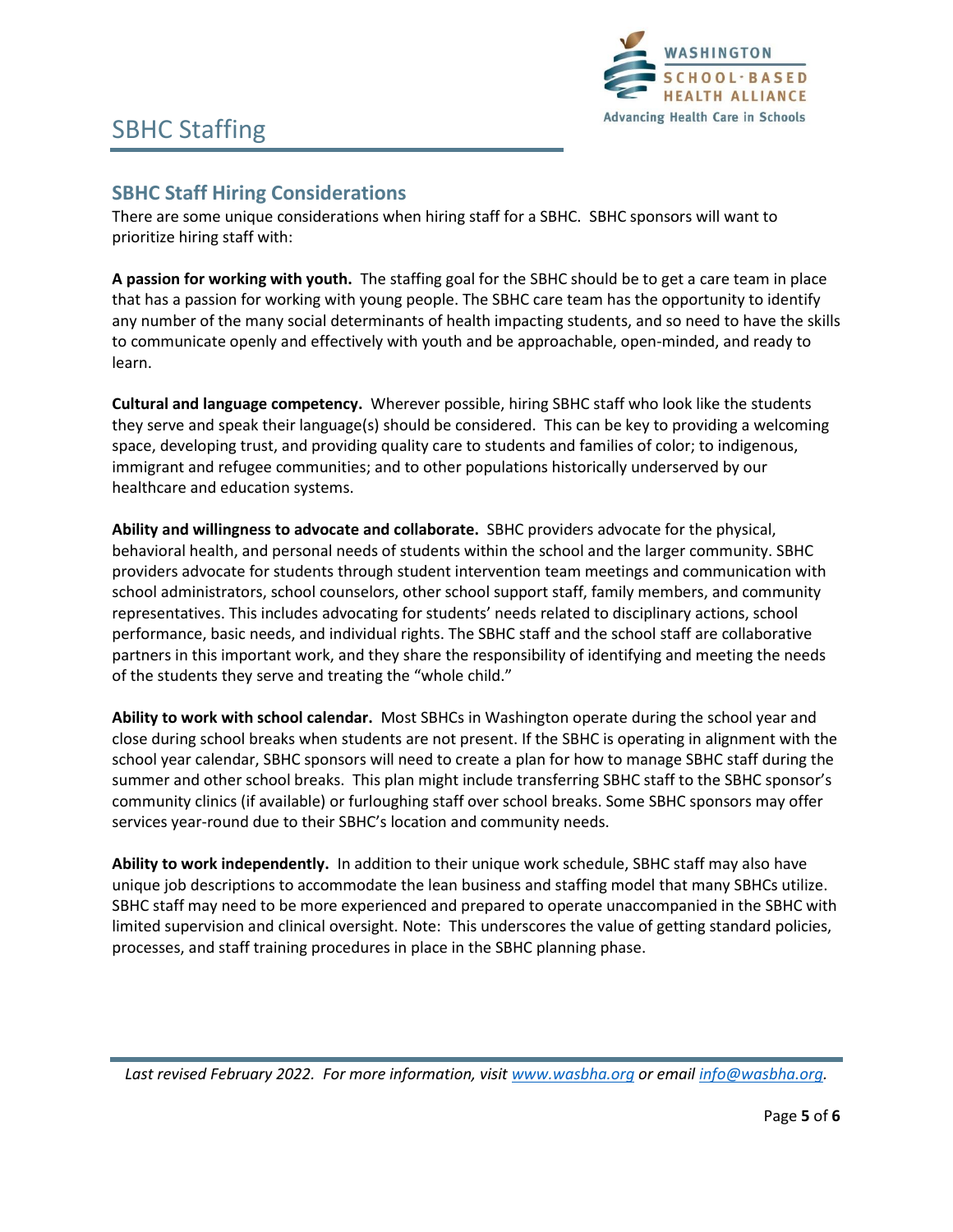# SBHC Staffing

## SBHC Staff Hiring Considerations

There are some unique considerations when hiring staff for a SBHC. SBHC sponsors will want to prioritize hiring staff with:

**A passion for working with youth.** The staffing goal for the SBHC should be to get a care team in place that has a passion for working with young people. The SBHC care team has the opportunity to identify any number of the many social determinants of health impacting students, and so need to have the skills to communicate openly and effectively with youth and be approachable, open-minded, and ready to learn.

**Cultural and language competency.** Wherever possible, hiring SBHC staff who look like the students they serve and speak their language(s) should be considered. This can be key to providing a welcoming space, developing trust, and providing quality care to students and families of color; to indigenous, immigrant and refugee communities; and to other populations historically underserved by our healthcare and education systems.

**Ability and willingness to advocate and collaborate.** SBHC providers advocate for the physical, behavioral health, and personal needs of students within the school and the larger community. SBHC providers advocate for students through student intervention team meetings and communication with school administrators, school counselors, other school support staff, family members, and community representatives. This includes advocating for students' needs related to disciplinary actions, school performance, basic needs, and individual rights. The SBHC staff and the school staff are collaborative partners in this important work, and they share the responsibility of identifying and meeting the needs of the students they serve and treating the "whole child."

**Ability to work with school calendar.** Most SBHCs in Washington operate during the school year and close during school breaks when students are not present. If the SBHC is operating in alignment with the school year calendar, SBHC sponsors will need to create a plan for how to manage SBHC staff during the summer and other school breaks. This plan might include transferring SBHC staff to the SBHC sponsor's community clinics (if available) or furloughing staff over school breaks. Some SBHC sponsors may offer services year-round due to their SBHC's location and community needs.

**Ability to work independently.** In addition to their unique work schedule, SBHC staff may also have unique job descriptions to accommodate the lean business and staffing model that many SBHCs utilize. SBHC staff may need to be more experienced and prepared to operate unaccompanied in the SBHC with limited supervision and clinical oversight. Note: This underscores the value of getting standard policies, processes, and staff training procedures in place in the SBHC planning phase.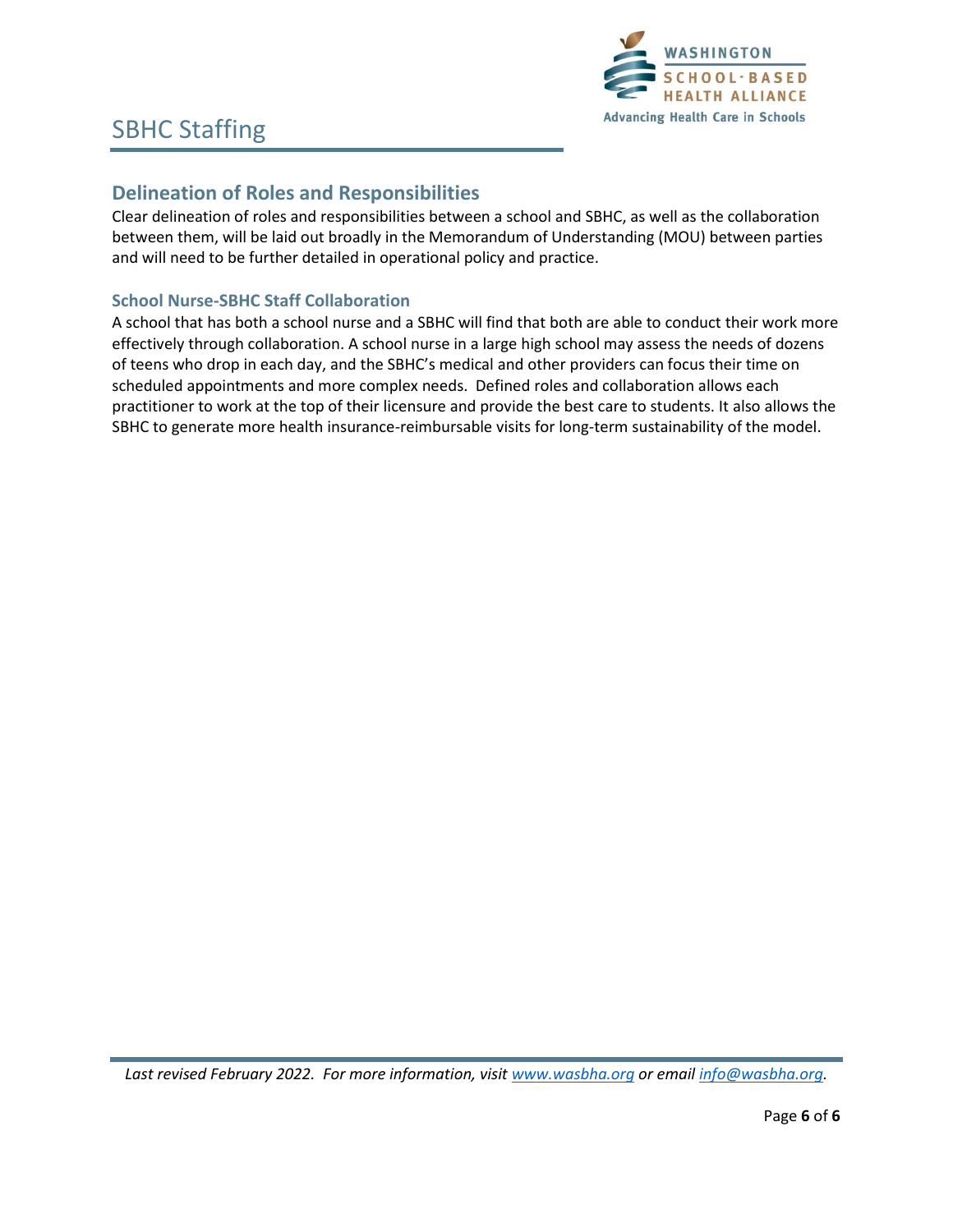## Delineation of Roles and Responsibilities

Clear delineation of roles and responsibilities between a school and SBHC, as well as the collaboration between them, will be laid out broadly in the Memorandum of Understanding (MOU) between parties and will need to be further detailed in operational policy and practice.

### School Nurse-SBHC Staff Collaboration

A school that has both a school nurse and a SBHC will find that both are able to conduct their work more effectively through collaboration. A school nurse in a large high school may assess the needs of dozens of teens who drop in each day, and the SBHC's medical and other providers can focus their time on scheduled appointments and more complex needs. Defined roles and collaboration allows each practitioner to work at the top of their licensure and provide the best care to students. It also allows the SBHC to generate more health insurance-reimbursable visits for long-term sustainability of the model.